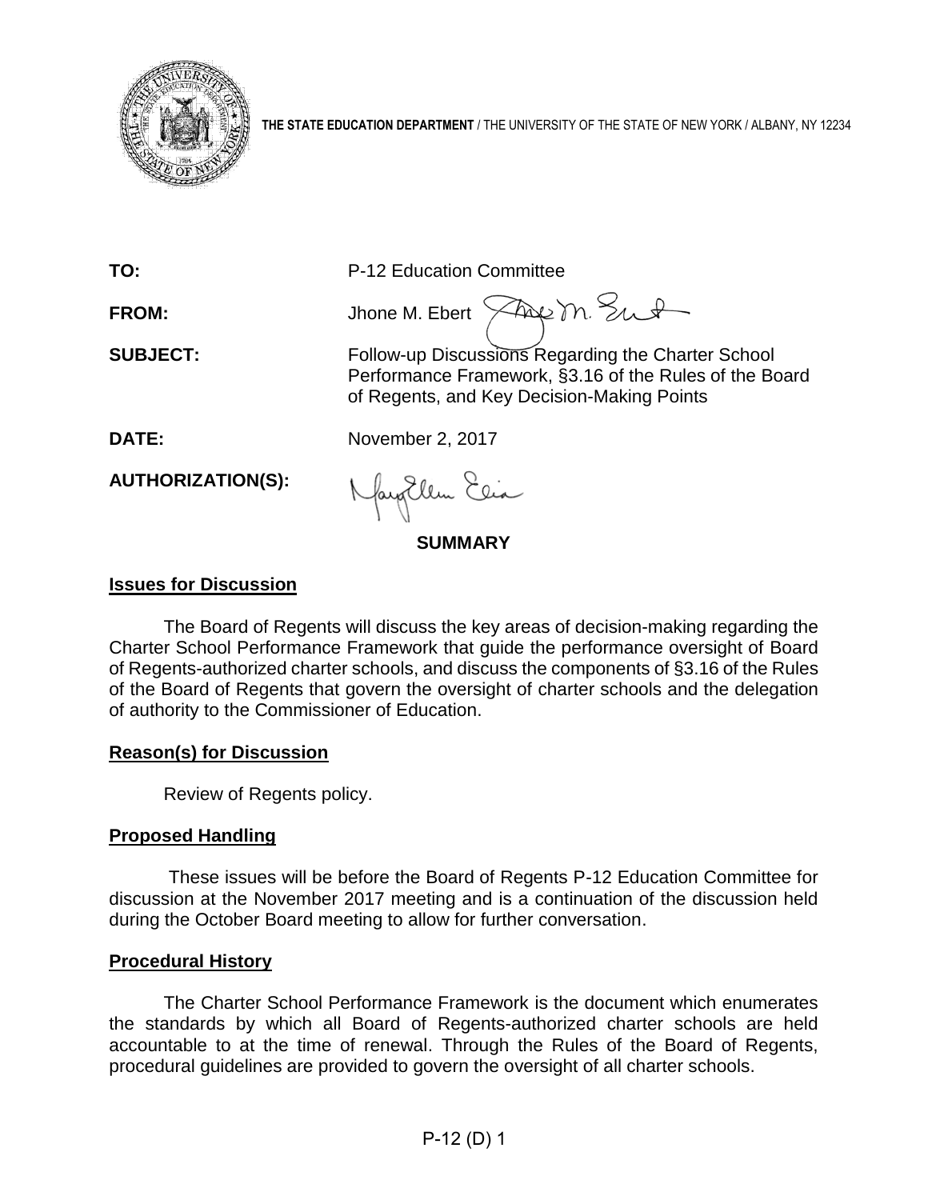**THE STATE EDUCATION DEPARTMENT** / THE UNIVERSITY OF THE STATE OF NEW YORK / ALBANY, NY 12234

| | |
|---|---|
| **TO:** | P-12 Education Committee |
| **FROM:** | Jhone M. Ebert |
| **SUBJECT:** | Follow-up Discussions Regarding the Charter School Performance Framework, §3.16 of the Rules of the Board of Regents, and Key Decision-Making Points |
| **DATE:** | November 2, 2017 |
| **AUTHORIZATION(S):** | |

## SUMMARY

### Issues for Discussion

The Board of Regents will discuss the key areas of decision-making regarding the Charter School Performance Framework that guide the performance oversight of Board of Regents-authorized charter schools, and discuss the components of §3.16 of the Rules of the Board of Regents that govern the oversight of charter schools and the delegation of authority to the Commissioner of Education.

### Reason(s) for Discussion

Review of Regents policy.

### Proposed Handling

These issues will be before the Board of Regents P-12 Education Committee for discussion at the November 2017 meeting and is a continuation of the discussion held during the October Board meeting to allow for further conversation.

### Procedural History

The Charter School Performance Framework is the document which enumerates the standards by which all Board of Regents-authorized charter schools are held accountable to at the time of renewal. Through the Rules of the Board of Regents, procedural guidelines are provided to govern the oversight of all charter schools.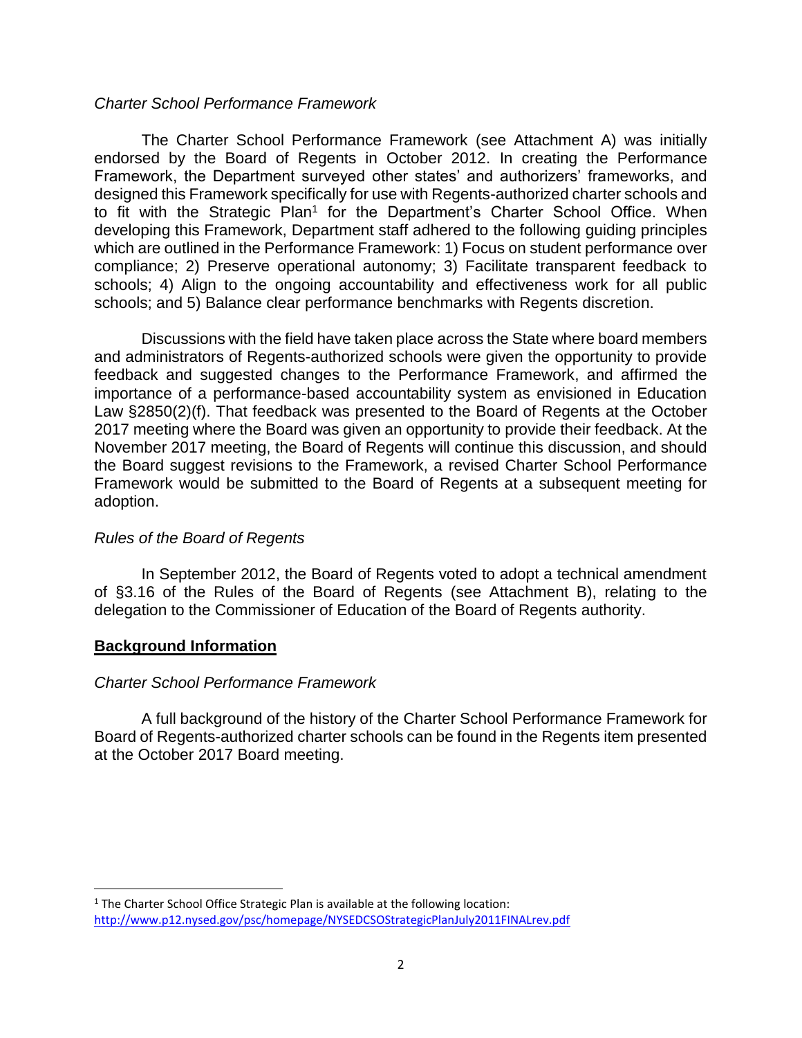*Charter School Performance Framework*

The Charter School Performance Framework (see Attachment A) was initially endorsed by the Board of Regents in October 2012. In creating the Performance Framework, the Department surveyed other states' and authorizers' frameworks, and designed this Framework specifically for use with Regents-authorized charter schools and to fit with the Strategic Plan[1] for the Department's Charter School Office. When developing this Framework, Department staff adhered to the following guiding principles which are outlined in the Performance Framework: 1) Focus on student performance over compliance; 2) Preserve operational autonomy; 3) Facilitate transparent feedback to schools; 4) Align to the ongoing accountability and effectiveness work for all public schools; and 5) Balance clear performance benchmarks with Regents discretion.

Discussions with the field have taken place across the State where board members and administrators of Regents-authorized schools were given the opportunity to provide feedback and suggested changes to the Performance Framework, and affirmed the importance of a performance-based accountability system as envisioned in Education Law §2850(2)(f). That feedback was presented to the Board of Regents at the October 2017 meeting where the Board was given an opportunity to provide their feedback. At the November 2017 meeting, the Board of Regents will continue this discussion, and should the Board suggest revisions to the Framework, a revised Charter School Performance Framework would be submitted to the Board of Regents at a subsequent meeting for adoption.

*Rules of the Board of Regents*

In September 2012, the Board of Regents voted to adopt a technical amendment of §3.16 of the Rules of the Board of Regents (see Attachment B), relating to the delegation to the Commissioner of Education of the Board of Regents authority.

## **Background Information**

*Charter School Performance Framework*

A full background of the history of the Charter School Performance Framework for Board of Regents-authorized charter schools can be found in the Regents item presented at the October 2017 Board meeting.

---

[1] The Charter School Office Strategic Plan is available at the following location: http://www.p12.nysed.gov/psc/homepage/NYSEDCSOStrategicPlanJuly2011FINALrev.pdf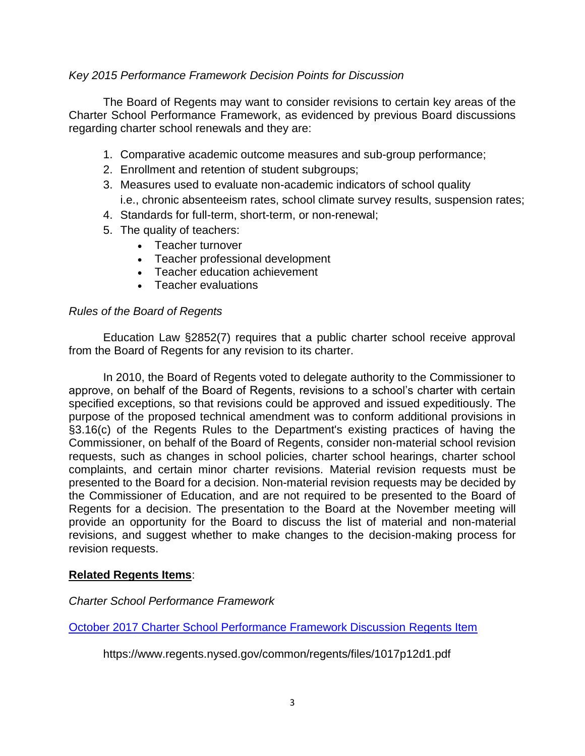*Key 2015 Performance Framework Decision Points for Discussion*

The Board of Regents may want to consider revisions to certain key areas of the Charter School Performance Framework, as evidenced by previous Board discussions regarding charter school renewals and they are:

1. Comparative academic outcome measures and sub-group performance;
2. Enrollment and retention of student subgroups;
3. Measures used to evaluate non-academic indicators of school quality i.e., chronic absenteeism rates, school climate survey results, suspension rates;
4. Standards for full-term, short-term, or non-renewal;
5. The quality of teachers:
   - Teacher turnover
   - Teacher professional development
   - Teacher education achievement
   - Teacher evaluations

*Rules of the Board of Regents*

Education Law §2852(7) requires that a public charter school receive approval from the Board of Regents for any revision to its charter.

In 2010, the Board of Regents voted to delegate authority to the Commissioner to approve, on behalf of the Board of Regents, revisions to a school's charter with certain specified exceptions, so that revisions could be approved and issued expeditiously. The purpose of the proposed technical amendment was to conform additional provisions in §3.16(c) of the Regents Rules to the Department's existing practices of having the Commissioner, on behalf of the Board of Regents, consider non-material school revision requests, such as changes in school policies, charter school hearings, charter school complaints, and certain minor charter revisions. Material revision requests must be presented to the Board for a decision. Non-material revision requests may be decided by the Commissioner of Education, and are not required to be presented to the Board of Regents for a decision. The presentation to the Board at the November meeting will provide an opportunity for the Board to discuss the list of material and non-material revisions, and suggest whether to make changes to the decision-making process for revision requests.

**Related Regents Items**:

*Charter School Performance Framework*

[October 2017 Charter School Performance Framework Discussion Regents Item](https://www.regents.nysed.gov/common/regents/files/1017p12d1.pdf)

https://www.regents.nysed.gov/common/regents/files/1017p12d1.pdf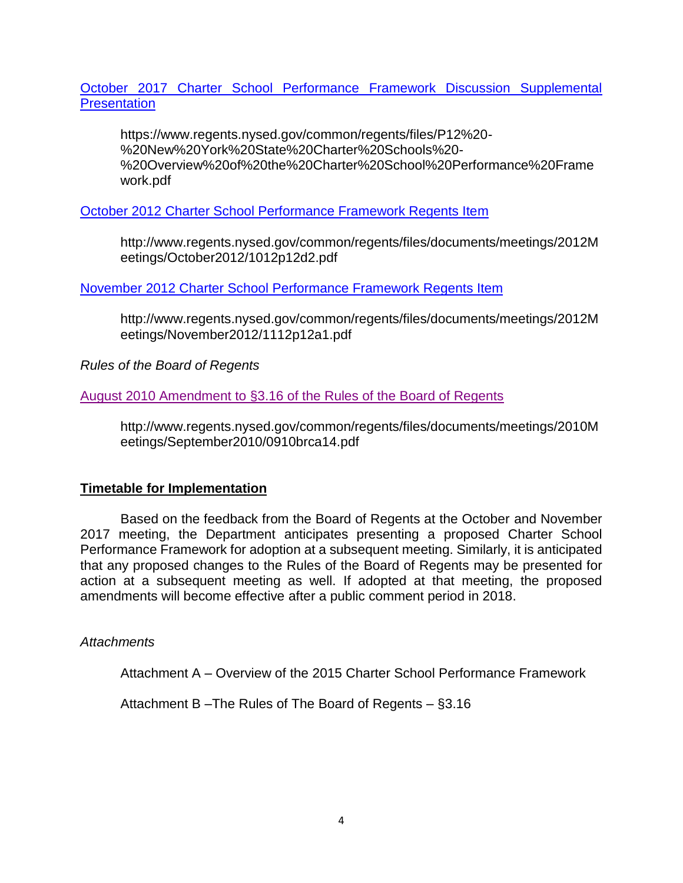[October 2017 Charter School Performance Framework Discussion Supplemental Presentation]

https://www.regents.nysed.gov/common/regents/files/P12%20-%20New%20York%20State%20Charter%20Schools%20-%20Overview%20of%20the%20Charter%20School%20Performance%20Framework.pdf

[October 2012 Charter School Performance Framework Regents Item]

http://www.regents.nysed.gov/common/regents/files/documents/meetings/2012Meetings/October2012/1012p12d2.pdf

[November 2012 Charter School Performance Framework Regents Item]

http://www.regents.nysed.gov/common/regents/files/documents/meetings/2012Meetings/November2012/1112p12a1.pdf

*Rules of the Board of Regents*

[August 2010 Amendment to §3.16 of the Rules of the Board of Regents]

http://www.regents.nysed.gov/common/regents/files/documents/meetings/2010Meetings/September2010/0910brca14.pdf

## Timetable for Implementation

Based on the feedback from the Board of Regents at the October and November 2017 meeting, the Department anticipates presenting a proposed Charter School Performance Framework for adoption at a subsequent meeting. Similarly, it is anticipated that any proposed changes to the Rules of the Board of Regents may be presented for action at a subsequent meeting as well. If adopted at that meeting, the proposed amendments will become effective after a public comment period in 2018.

*Attachments*

Attachment A – Overview of the 2015 Charter School Performance Framework

Attachment B –The Rules of The Board of Regents – §3.16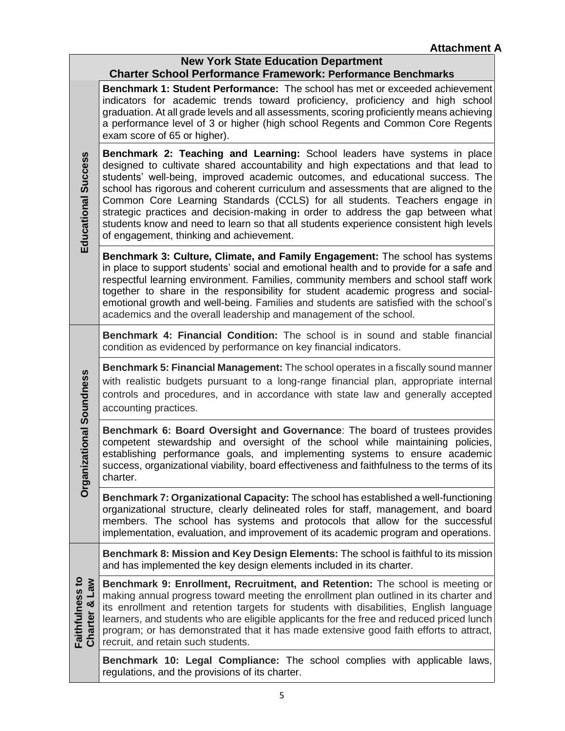**Attachment A**

| New York State Education Department<br>Charter School Performance Framework: Performance Benchmarks | |
|---|---|
| **Educational Success** | **Benchmark 1: Student Performance:** The school has met or exceeded achievement indicators for academic trends toward proficiency, proficiency and high school graduation. At all grade levels and all assessments, scoring proficiently means achieving a performance level of 3 or higher (high school Regents and Common Core Regents exam score of 65 or higher). |
| | **Benchmark 2: Teaching and Learning:** School leaders have systems in place designed to cultivate shared accountability and high expectations and that lead to students' well-being, improved academic outcomes, and educational success. The school has rigorous and coherent curriculum and assessments that are aligned to the Common Core Learning Standards (CCLS) for all students. Teachers engage in strategic practices and decision-making in order to address the gap between what students know and need to learn so that all students experience consistent high levels of engagement, thinking and achievement. |
| | **Benchmark 3: Culture, Climate, and Family Engagement:** The school has systems in place to support students' social and emotional health and to provide for a safe and respectful learning environment. Families, community members and school staff work together to share in the responsibility for student academic progress and social-emotional growth and well-being. Families and students are satisfied with the school's academics and the overall leadership and management of the school. |
| **Organizational Soundness** | **Benchmark 4: Financial Condition:** The school is in sound and stable financial condition as evidenced by performance on key financial indicators. |
| | **Benchmark 5: Financial Management:** The school operates in a fiscally sound manner with realistic budgets pursuant to a long-range financial plan, appropriate internal controls and procedures, and in accordance with state law and generally accepted accounting practices. |
| | **Benchmark 6: Board Oversight and Governance**: The board of trustees provides competent stewardship and oversight of the school while maintaining policies, establishing performance goals, and implementing systems to ensure academic success, organizational viability, board effectiveness and faithfulness to the terms of its charter. |
| | **Benchmark 7: Organizational Capacity:** The school has established a well-functioning organizational structure, clearly delineated roles for staff, management, and board members. The school has systems and protocols that allow for the successful implementation, evaluation, and improvement of its academic program and operations. |
| **Faithfulness to Charter & Law** | **Benchmark 8: Mission and Key Design Elements:** The school is faithful to its mission and has implemented the key design elements included in its charter. |
| | **Benchmark 9: Enrollment, Recruitment, and Retention:** The school is meeting or making annual progress toward meeting the enrollment plan outlined in its charter and its enrollment and retention targets for students with disabilities, English language learners, and students who are eligible applicants for the free and reduced priced lunch program; or has demonstrated that it has made extensive good faith efforts to attract, recruit, and retain such students. |
| | **Benchmark 10: Legal Compliance:** The school complies with applicable laws, regulations, and the provisions of its charter. |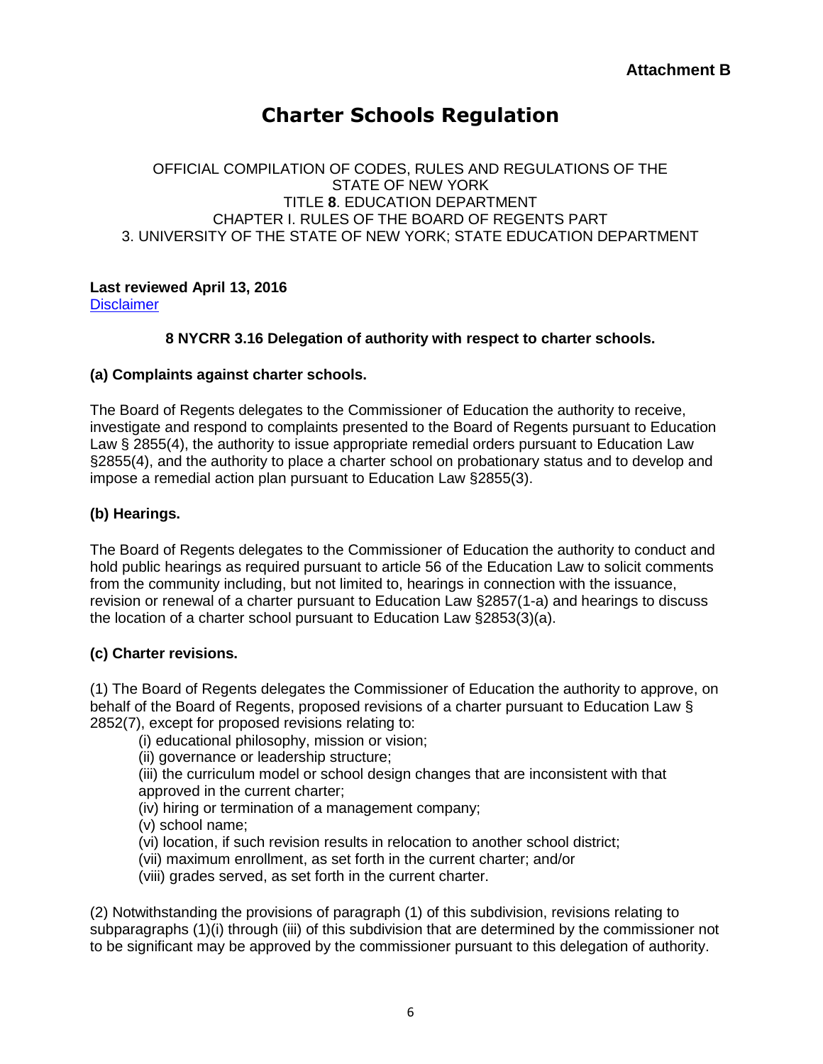**Attachment B**

# Charter Schools Regulation

OFFICIAL COMPILATION OF CODES, RULES AND REGULATIONS OF THE STATE OF NEW YORK
TITLE **8**. EDUCATION DEPARTMENT
CHAPTER I. RULES OF THE BOARD OF REGENTS PART
3. UNIVERSITY OF THE STATE OF NEW YORK; STATE EDUCATION DEPARTMENT

**Last reviewed April 13, 2016**
Disclaimer

**8 NYCRR 3.16 Delegation of authority with respect to charter schools.**

**(a) Complaints against charter schools.**

The Board of Regents delegates to the Commissioner of Education the authority to receive, investigate and respond to complaints presented to the Board of Regents pursuant to Education Law § 2855(4), the authority to issue appropriate remedial orders pursuant to Education Law §2855(4), and the authority to place a charter school on probationary status and to develop and impose a remedial action plan pursuant to Education Law §2855(3).

**(b) Hearings.**

The Board of Regents delegates to the Commissioner of Education the authority to conduct and hold public hearings as required pursuant to article 56 of the Education Law to solicit comments from the community including, but not limited to, hearings in connection with the issuance, revision or renewal of a charter pursuant to Education Law §2857(1-a) and hearings to discuss the location of a charter school pursuant to Education Law §2853(3)(a).

**(c) Charter revisions.**

(1) The Board of Regents delegates the Commissioner of Education the authority to approve, on behalf of the Board of Regents, proposed revisions of a charter pursuant to Education Law § 2852(7), except for proposed revisions relating to:

(i) educational philosophy, mission or vision;
(ii) governance or leadership structure;
(iii) the curriculum model or school design changes that are inconsistent with that approved in the current charter;
(iv) hiring or termination of a management company;
(v) school name;
(vi) location, if such revision results in relocation to another school district;
(vii) maximum enrollment, as set forth in the current charter; and/or
(viii) grades served, as set forth in the current charter.

(2) Notwithstanding the provisions of paragraph (1) of this subdivision, revisions relating to subparagraphs (1)(i) through (iii) of this subdivision that are determined by the commissioner not to be significant may be approved by the commissioner pursuant to this delegation of authority.